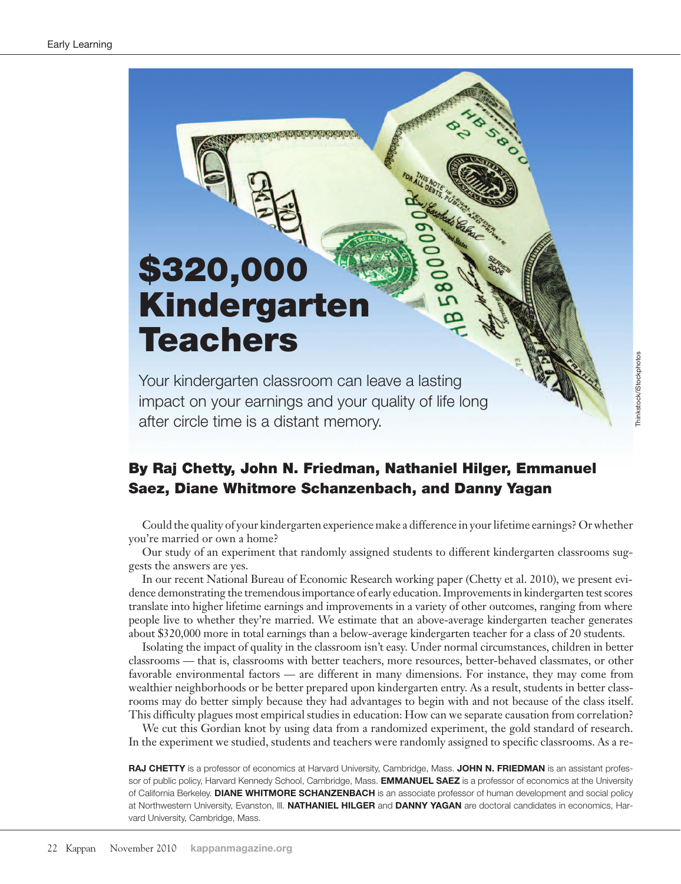# $320,000 Kindergarten Teachers

Your kindergarten classroom can leave a lasting impact on your earnings and your quality of life long after circle time is a distant memory.

## By Raj Chetty, John N. Friedman, Nathaniel Hilger, Emmanuel Saez, Diane Whitmore Schanzenbach, and Danny Yagan

Could the quality of your kindergarten experience make a difference in your lifetime earnings? Or whether you're married or own a home?

Our study of an experiment that randomly assigned students to different kindergarten classrooms suggests the answers are yes.

In our recent National Bureau of Economic Research working paper (Chetty et al. 2010), we present evidence demonstrating the tremendous importance of early education. Improvements in kindergarten test scores translate into higher lifetime earnings and improvements in a variety of other outcomes, ranging from where people live to whether they're married. We estimate that an above-average kindergarten teacher generates about $320,000 more in total earnings than a below-average kindergarten teacher for a class of 20 students.

Isolating the impact of quality in the classroom isn't easy. Under normal circumstances, children in better classrooms — that is, classrooms with better teachers, more resources, better-behaved classmates, or other favorable environmental factors — are different in many dimensions. For instance, they may come from wealthier neighborhoods or be better prepared upon kindergarten entry. As a result, students in better classrooms may do better simply because they had advantages to begin with and not because of the class itself. This difficulty plagues most empirical studies in education: How can we separate causation from correlation?

We cut this Gordian knot by using data from a randomized experiment, the gold standard of research. In the experiment we studied, students and teachers were randomly assigned to specific classrooms. As a re-

**RAJ CHETTY** is a professor of economics at Harvard University, Cambridge, Mass. **JOHN N. FRIEDMAN** is an assistant professor of public policy, Harvard Kennedy School, Cambridge, Mass. **EMMANUEL SAEZ** is a professor of economics at the University of California Berkeley. **DIANE WHITMORE SCHANZENBACH** is an associate professor of human development and social policy at Northwestern University, Evanston, Ill. **NATHANIEL HILGER** and **DANNY YAGAN** are doctoral candidates in economics, Harvard University, Cambridge, Mass.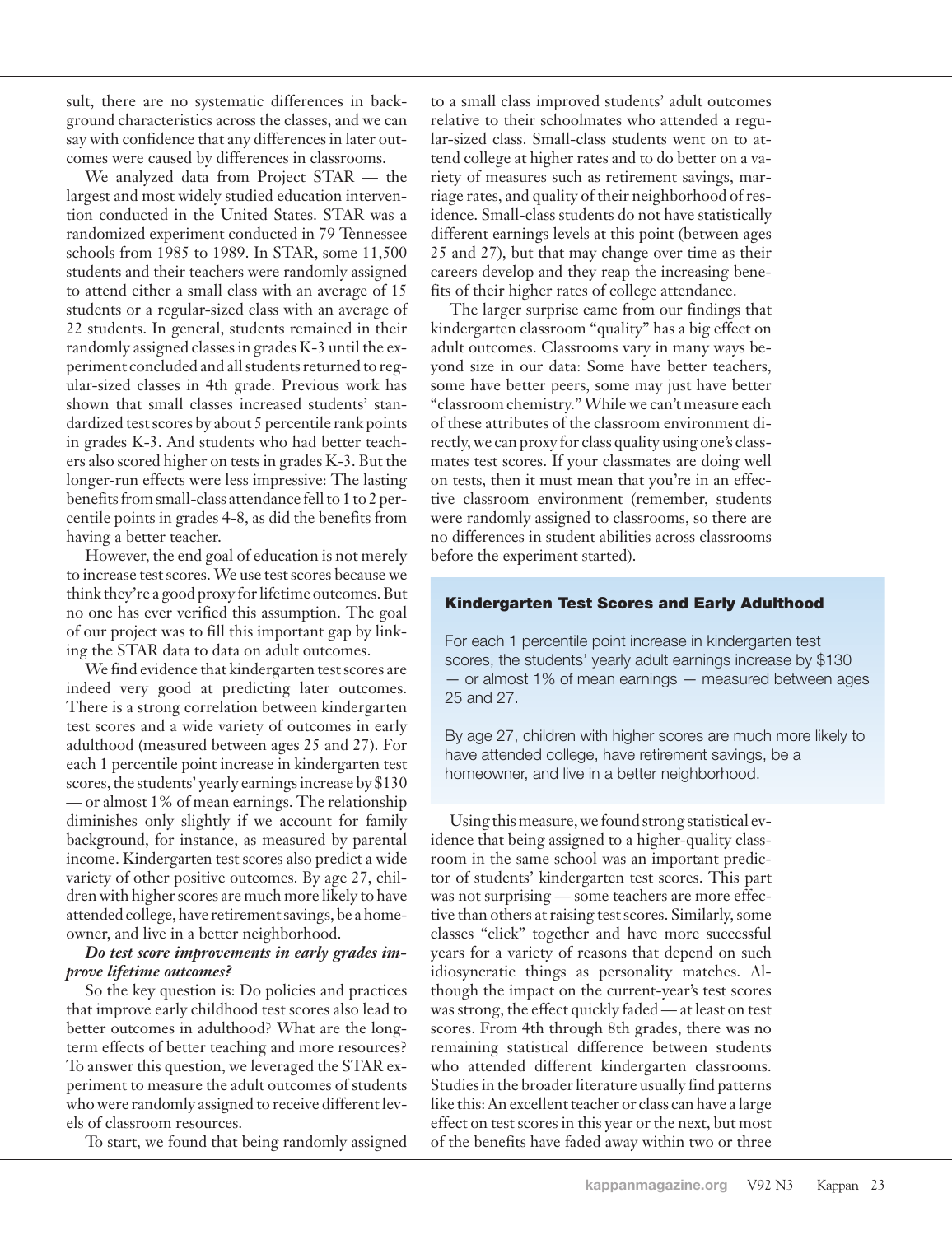sult, there are no systematic differences in background characteristics across the classes, and we can say with confidence that any differences in later outcomes were caused by differences in classrooms.

We analyzed data from Project STAR — the largest and most widely studied education intervention conducted in the United States. STAR was a randomized experiment conducted in 79 Tennessee schools from 1985 to 1989. In STAR, some 11,500 students and their teachers were randomly assigned to attend either a small class with an average of 15 students or a regular-sized class with an average of 22 students. In general, students remained in their randomly assigned classes in grades K-3 until the experiment concluded and all students returned to regular-sized classes in 4th grade. Previous work has shown that small classes increased students' standardized test scores by about 5 percentile rank points in grades K-3. And students who had better teachers also scored higher on tests in grades K-3. But the longer-run effects were less impressive: The lasting benefits from small-class attendance fell to 1 to 2 percentile points in grades 4-8, as did the benefits from having a better teacher.

However, the end goal of education is not merely to increase test scores. We use test scores because we think they're a good proxy for lifetime outcomes. But no one has ever verified this assumption. The goal of our project was to fill this important gap by linking the STAR data to data on adult outcomes.

We find evidence that kindergarten test scores are indeed very good at predicting later outcomes. There is a strong correlation between kindergarten test scores and a wide variety of outcomes in early adulthood (measured between ages 25 and 27). For each 1 percentile point increase in kindergarten test scores, the students' yearly earnings increase by $130 — or almost 1% of mean earnings. The relationship diminishes only slightly if we account for family background, for instance, as measured by parental income. Kindergarten test scores also predict a wide variety of other positive outcomes. By age 27, children with higher scores are much more likely to have attended college, have retirement savings, be a homeowner, and live in a better neighborhood.

***Do test score improvements in early grades improve lifetime outcomes?***

So the key question is: Do policies and practices that improve early childhood test scores also lead to better outcomes in adulthood? What are the long-term effects of better teaching and more resources? To answer this question, we leveraged the STAR experiment to measure the adult outcomes of students who were randomly assigned to receive different levels of classroom resources.

To start, we found that being randomly assigned to a small class improved students' adult outcomes relative to their schoolmates who attended a regular-sized class. Small-class students went on to attend college at higher rates and to do better on a variety of measures such as retirement savings, marriage rates, and quality of their neighborhood of residence. Small-class students do not have statistically different earnings levels at this point (between ages 25 and 27), but that may change over time as their careers develop and they reap the increasing benefits of their higher rates of college attendance.

The larger surprise came from our findings that kindergarten classroom "quality" has a big effect on adult outcomes. Classrooms vary in many ways beyond size in our data: Some have better teachers, some have better peers, some may just have better "classroom chemistry." While we can't measure each of these attributes of the classroom environment directly, we can proxy for class quality using one's classmates test scores. If your classmates are doing well on tests, then it must mean that you're in an effective classroom environment (remember, students were randomly assigned to classrooms, so there are no differences in student abilities across classrooms before the experiment started).

**Kindergarten Test Scores and Early Adulthood**

For each 1 percentile point increase in kindergarten test scores, the students' yearly adult earnings increase by $130 — or almost 1% of mean earnings — measured between ages 25 and 27.

By age 27, children with higher scores are much more likely to have attended college, have retirement savings, be a homeowner, and live in a better neighborhood.

Using this measure, we found strong statistical evidence that being assigned to a higher-quality classroom in the same school was an important predictor of students' kindergarten test scores. This part was not surprising — some teachers are more effective than others at raising test scores. Similarly, some classes "click" together and have more successful years for a variety of reasons that depend on such idiosyncratic things as personality matches. Although the impact on the current-year's test scores was strong, the effect quickly faded — at least on test scores. From 4th through 8th grades, there was no remaining statistical difference between students who attended different kindergarten classrooms. Studies in the broader literature usually find patterns like this: An excellent teacher or class can have a large effect on test scores in this year or the next, but most of the benefits have faded away within two or three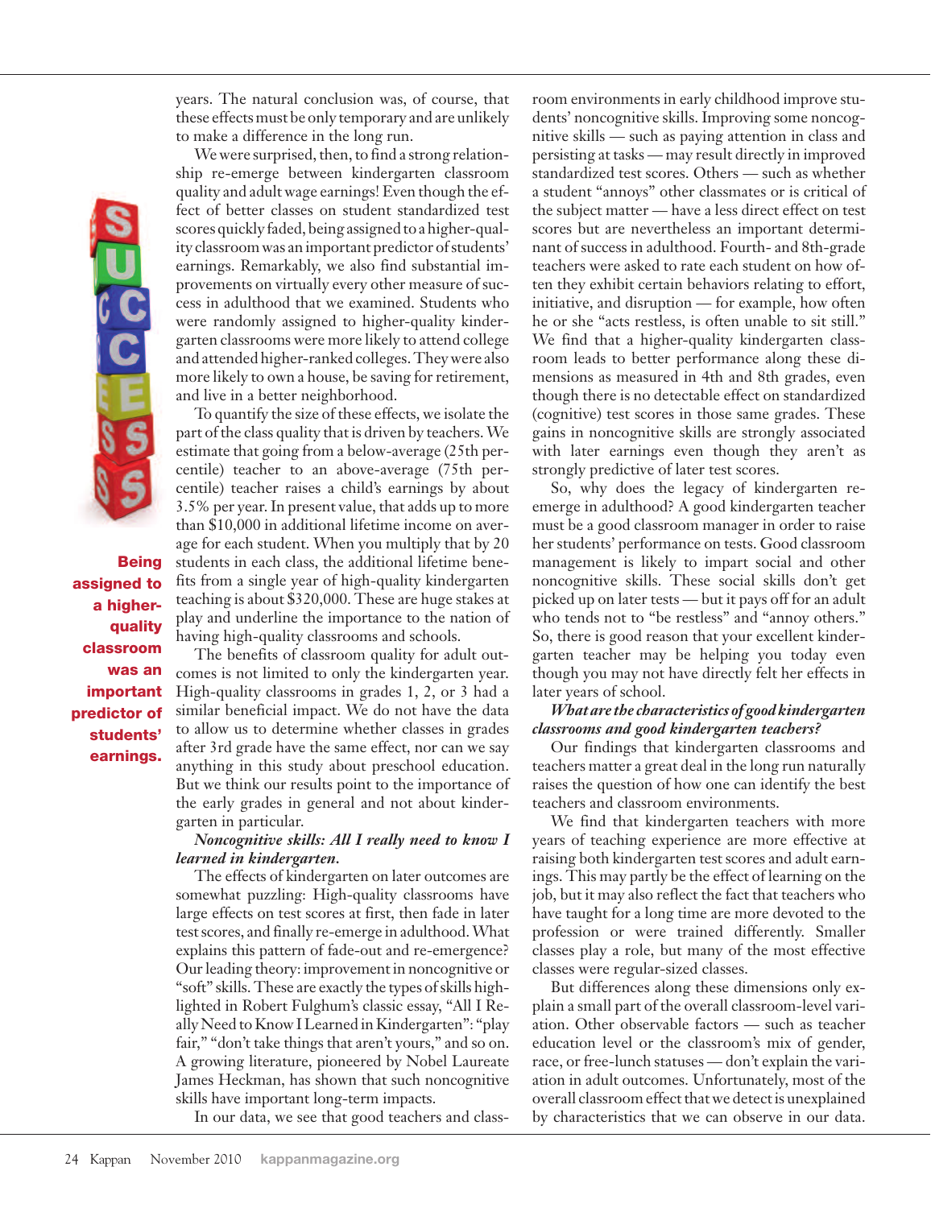years. The natural conclusion was, of course, that these effects must be only temporary and are unlikely to make a difference in the long run.

We were surprised, then, to find a strong relationship re-emerge between kindergarten classroom quality and adult wage earnings! Even though the effect of better classes on student standardized test scores quickly faded, being assigned to a higher-quality classroom was an important predictor of students' earnings. Remarkably, we also find substantial improvements on virtually every other measure of success in adulthood that we examined. Students who were randomly assigned to higher-quality kindergarten classrooms were more likely to attend college and attended higher-ranked colleges. They were also more likely to own a house, be saving for retirement, and live in a better neighborhood.

**Being assigned to a higher-quality classroom was an important predictor of students' earnings.**

To quantify the size of these effects, we isolate the part of the class quality that is driven by teachers. We estimate that going from a below-average (25th percentile) teacher to an above-average (75th percentile) teacher raises a child's earnings by about 3.5% per year. In present value, that adds up to more than $10,000 in additional lifetime income on average for each student. When you multiply that by 20 students in each class, the additional lifetime benefits from a single year of high-quality kindergarten teaching is about $320,000. These are huge stakes at play and underline the importance to the nation of having high-quality classrooms and schools.

The benefits of classroom quality for adult outcomes is not limited to only the kindergarten year. High-quality classrooms in grades 1, 2, or 3 had a similar beneficial impact. We do not have the data to allow us to determine whether classes in grades after 3rd grade have the same effect, nor can we say anything in this study about preschool education. But we think our results point to the importance of the early grades in general and not about kindergarten in particular.

***Noncognitive skills: All I really need to know I learned in kindergarten.***

The effects of kindergarten on later outcomes are somewhat puzzling: High-quality classrooms have large effects on test scores at first, then fade in later test scores, and finally re-emerge in adulthood. What explains this pattern of fade-out and re-emergence? Our leading theory: improvement in noncognitive or "soft" skills. These are exactly the types of skills highlighted in Robert Fulghum's classic essay, "All I Really Need to Know I Learned in Kindergarten": "play fair," "don't take things that aren't yours," and so on. A growing literature, pioneered by Nobel Laureate James Heckman, has shown that such noncognitive skills have important long-term impacts.

In our data, we see that good teachers and classroom environments in early childhood improve students' noncognitive skills. Improving some noncognitive skills — such as paying attention in class and persisting at tasks — may result directly in improved standardized test scores. Others — such as whether a student "annoys" other classmates or is critical of the subject matter — have a less direct effect on test scores but are nevertheless an important determinant of success in adulthood. Fourth- and 8th-grade teachers were asked to rate each student on how often they exhibit certain behaviors relating to effort, initiative, and disruption — for example, how often he or she "acts restless, is often unable to sit still." We find that a higher-quality kindergarten classroom leads to better performance along these dimensions as measured in 4th and 8th grades, even though there is no detectable effect on standardized (cognitive) test scores in those same grades. These gains in noncognitive skills are strongly associated with later earnings even though they aren't as strongly predictive of later test scores.

So, why does the legacy of kindergarten re-emerge in adulthood? A good kindergarten teacher must be a good classroom manager in order to raise her students' performance on tests. Good classroom management is likely to impart social and other noncognitive skills. These social skills don't get picked up on later tests — but it pays off for an adult who tends not to "be restless" and "annoy others." So, there is good reason that your excellent kindergarten teacher may be helping you today even though you may not have directly felt her effects in later years of school.

***What are the characteristics of good kindergarten classrooms and good kindergarten teachers?***

Our findings that kindergarten classrooms and teachers matter a great deal in the long run naturally raises the question of how one can identify the best teachers and classroom environments.

We find that kindergarten teachers with more years of teaching experience are more effective at raising both kindergarten test scores and adult earnings. This may partly be the effect of learning on the job, but it may also reflect the fact that teachers who have taught for a long time are more devoted to the profession or were trained differently. Smaller classes play a role, but many of the most effective classes were regular-sized classes.

But differences along these dimensions only explain a small part of the overall classroom-level variation. Other observable factors — such as teacher education level or the classroom's mix of gender, race, or free-lunch statuses — don't explain the variation in adult outcomes. Unfortunately, most of the overall classroom effect that we detect is unexplained by characteristics that we can observe in our data.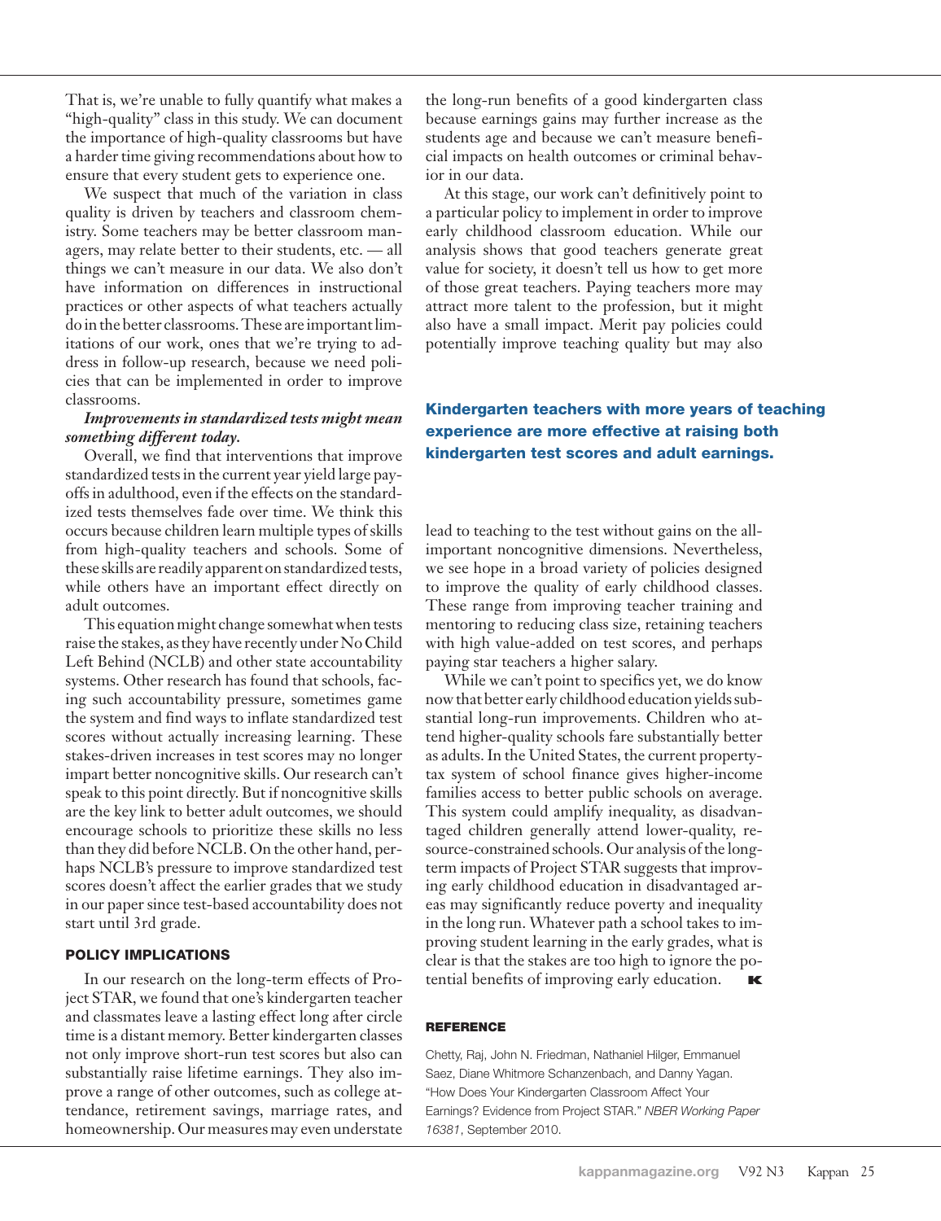That is, we're unable to fully quantify what makes a "high-quality" class in this study. We can document the importance of high-quality classrooms but have a harder time giving recommendations about how to ensure that every student gets to experience one.

We suspect that much of the variation in class quality is driven by teachers and classroom chemistry. Some teachers may be better classroom managers, may relate better to their students, etc. — all things we can't measure in our data. We also don't have information on differences in instructional practices or other aspects of what teachers actually do in the better classrooms. These are important limitations of our work, ones that we're trying to address in follow-up research, because we need policies that can be implemented in order to improve classrooms.

***Improvements in standardized tests might mean something different today.***

Overall, we find that interventions that improve standardized tests in the current year yield large payoffs in adulthood, even if the effects on the standardized tests themselves fade over time. We think this occurs because children learn multiple types of skills from high-quality teachers and schools. Some of these skills are readily apparent on standardized tests, while others have an important effect directly on adult outcomes.

This equation might change somewhat when tests raise the stakes, as they have recently under No Child Left Behind (NCLB) and other state accountability systems. Other research has found that schools, facing such accountability pressure, sometimes game the system and find ways to inflate standardized test scores without actually increasing learning. These stakes-driven increases in test scores may no longer impart better noncognitive skills. Our research can't speak to this point directly. But if noncognitive skills are the key link to better adult outcomes, we should encourage schools to prioritize these skills no less than they did before NCLB. On the other hand, perhaps NCLB's pressure to improve standardized test scores doesn't affect the earlier grades that we study in our paper since test-based accountability does not start until 3rd grade.

## POLICY IMPLICATIONS

In our research on the long-term effects of Project STAR, we found that one's kindergarten teacher and classmates leave a lasting effect long after circle time is a distant memory. Better kindergarten classes not only improve short-run test scores but also can substantially raise lifetime earnings. They also improve a range of other outcomes, such as college attendance, retirement savings, marriage rates, and homeownership. Our measures may even understate the long-run benefits of a good kindergarten class because earnings gains may further increase as the students age and because we can't measure beneficial impacts on health outcomes or criminal behavior in our data.

At this stage, our work can't definitively point to a particular policy to implement in order to improve early childhood classroom education. While our analysis shows that good teachers generate great value for society, it doesn't tell us how to get more of those great teachers. Paying teachers more may attract more talent to the profession, but it might also have a small impact. Merit pay policies could potentially improve teaching quality but may also lead to teaching to the test without gains on the all-important noncognitive dimensions. Nevertheless, we see hope in a broad variety of policies designed to improve the quality of early childhood classes. These range from improving teacher training and mentoring to reducing class size, retaining teachers with high value-added on test scores, and perhaps paying star teachers a higher salary.

**Kindergarten teachers with more years of teaching experience are more effective at raising both kindergarten test scores and adult earnings.**

While we can't point to specifics yet, we do know now that better early childhood education yields substantial long-run improvements. Children who attend higher-quality schools fare substantially better as adults. In the United States, the current property-tax system of school finance gives higher-income families access to better public schools on average. This system could amplify inequality, as disadvantaged children generally attend lower-quality, resource-constrained schools. Our analysis of the long-term impacts of Project STAR suggests that improving early childhood education in disadvantaged areas may significantly reduce poverty and inequality in the long run. Whatever path a school takes to improving student learning in the early grades, what is clear is that the stakes are too high to ignore the potential benefits of improving early education. **K**

## REFERENCE

Chetty, Raj, John N. Friedman, Nathaniel Hilger, Emmanuel Saez, Diane Whitmore Schanzenbach, and Danny Yagan. "How Does Your Kindergarten Classroom Affect Your Earnings? Evidence from Project STAR." *NBER Working Paper 16381*, September 2010.